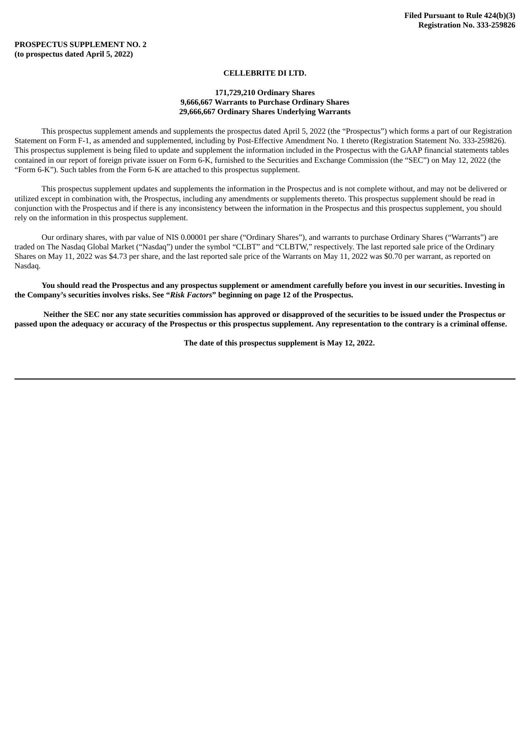**Filed Pursuant to Rule 424(b)(3)**
**Registration No. 333-259826**

**PROSPECTUS SUPPLEMENT NO. 2**
**(to prospectus dated April 5, 2022)**

**CELLEBRITE DI LTD.**

**171,729,210 Ordinary Shares**
**9,666,667 Warrants to Purchase Ordinary Shares**
**29,666,667 Ordinary Shares Underlying Warrants**

This prospectus supplement amends and supplements the prospectus dated April 5, 2022 (the "Prospectus") which forms a part of our Registration Statement on Form F-1, as amended and supplemented, including by Post-Effective Amendment No. 1 thereto (Registration Statement No. 333-259826). This prospectus supplement is being filed to update and supplement the information included in the Prospectus with the GAAP financial statements tables contained in our report of foreign private issuer on Form 6-K, furnished to the Securities and Exchange Commission (the "SEC") on May 12, 2022 (the "Form 6-K"). Such tables from the Form 6-K are attached to this prospectus supplement.

This prospectus supplement updates and supplements the information in the Prospectus and is not complete without, and may not be delivered or utilized except in combination with, the Prospectus, including any amendments or supplements thereto. This prospectus supplement should be read in conjunction with the Prospectus and if there is any inconsistency between the information in the Prospectus and this prospectus supplement, you should rely on the information in this prospectus supplement.

Our ordinary shares, with par value of NIS 0.00001 per share ("Ordinary Shares"), and warrants to purchase Ordinary Shares ("Warrants") are traded on The Nasdaq Global Market ("Nasdaq") under the symbol "CLBT" and "CLBTW," respectively. The last reported sale price of the Ordinary Shares on May 11, 2022 was $4.73 per share, and the last reported sale price of the Warrants on May 11, 2022 was $0.70 per warrant, as reported on Nasdaq.

**You should read the Prospectus and any prospectus supplement or amendment carefully before you invest in our securities. Investing in the Company's securities involves risks. See "*Risk Factors*" beginning on page 12 of the Prospectus.**

**Neither the SEC nor any state securities commission has approved or disapproved of the securities to be issued under the Prospectus or passed upon the adequacy or accuracy of the Prospectus or this prospectus supplement. Any representation to the contrary is a criminal offense.**

**The date of this prospectus supplement is May 12, 2022.**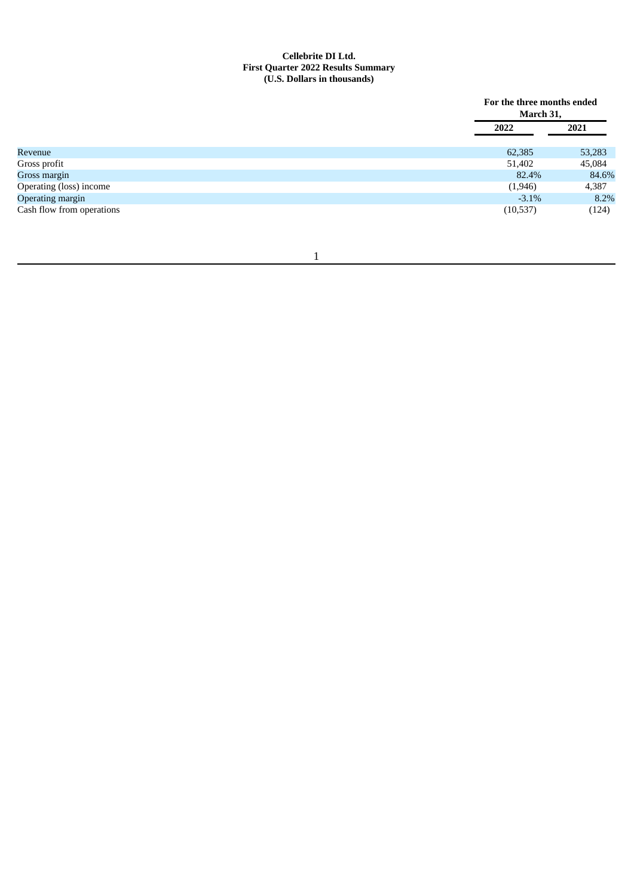**Cellebrite DI Ltd.**
**First Quarter 2022 Results Summary**
**(U.S. Dollars in thousands)**

| | For the three months ended March 31, | |
|---|---|---|
| | **2022** | **2021** |
| Revenue | 62,385 | 53,283 |
| Gross profit | 51,402 | 45,084 |
| Gross margin | 82.4% | 84.6% |
| Operating (loss) income | (1,946) | 4,387 |
| Operating margin | -3.1% | 8.2% |
| Cash flow from operations | (10,537) | (124) |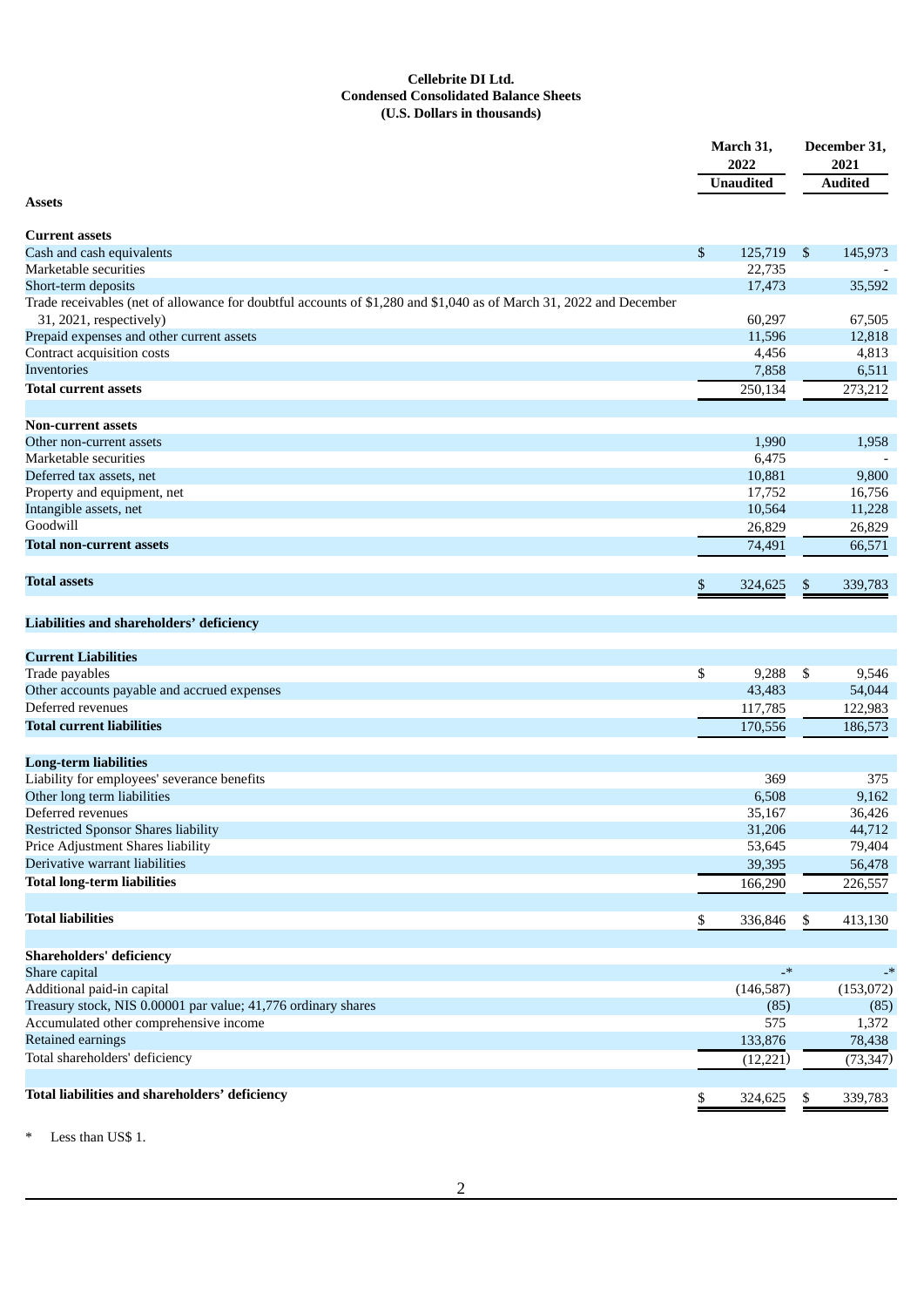**Cellebrite DI Ltd.**
**Condensed Consolidated Balance Sheets**
**(U.S. Dollars in thousands)**

| | March 31, 2022 | December 31, 2021 |
|---|---|---|
| | Unaudited | Audited |
| **Assets** | | |
| **Current assets** | | |
| Cash and cash equivalents | $ 125,719 | $ 145,973 |
| Marketable securities | 22,735 | - |
| Short-term deposits | 17,473 | 35,592 |
| Trade receivables (net of allowance for doubtful accounts of $1,280 and $1,040 as of March 31, 2022 and December 31, 2021, respectively) | 60,297 | 67,505 |
| Prepaid expenses and other current assets | 11,596 | 12,818 |
| Contract acquisition costs | 4,456 | 4,813 |
| Inventories | 7,858 | 6,511 |
| **Total current assets** | 250,134 | 273,212 |
| **Non-current assets** | | |
| Other non-current assets | 1,990 | 1,958 |
| Marketable securities | 6,475 | - |
| Deferred tax assets, net | 10,881 | 9,800 |
| Property and equipment, net | 17,752 | 16,756 |
| Intangible assets, net | 10,564 | 11,228 |
| Goodwill | 26,829 | 26,829 |
| **Total non-current assets** | 74,491 | 66,571 |
| **Total assets** | $ 324,625 | $ 339,783 |
| **Liabilities and shareholders' deficiency** | | |
| **Current Liabilities** | | |
| Trade payables | $ 9,288 | $ 9,546 |
| Other accounts payable and accrued expenses | 43,483 | 54,044 |
| Deferred revenues | 117,785 | 122,983 |
| **Total current liabilities** | 170,556 | 186,573 |
| **Long-term liabilities** | | |
| Liability for employees' severance benefits | 369 | 375 |
| Other long term liabilities | 6,508 | 9,162 |
| Deferred revenues | 35,167 | 36,426 |
| Restricted Sponsor Shares liability | 31,206 | 44,712 |
| Price Adjustment Shares liability | 53,645 | 79,404 |
| Derivative warrant liabilities | 39,395 | 56,478 |
| **Total long-term liabilities** | 166,290 | 226,557 |
| **Total liabilities** | $ 336,846 | $ 413,130 |
| **Shareholders' deficiency** | | |
| Share capital | -* | -* |
| Additional paid-in capital | (146,587) | (153,072) |
| Treasury stock, NIS 0.00001 par value; 41,776 ordinary shares | (85) | (85) |
| Accumulated other comprehensive income | 575 | 1,372 |
| Retained earnings | 133,876 | 78,438 |
| Total shareholders' deficiency | (12,221) | (73,347) |
| **Total liabilities and shareholders' deficiency** | $ 324,625 | $ 339,783 |

\* Less than US$ 1.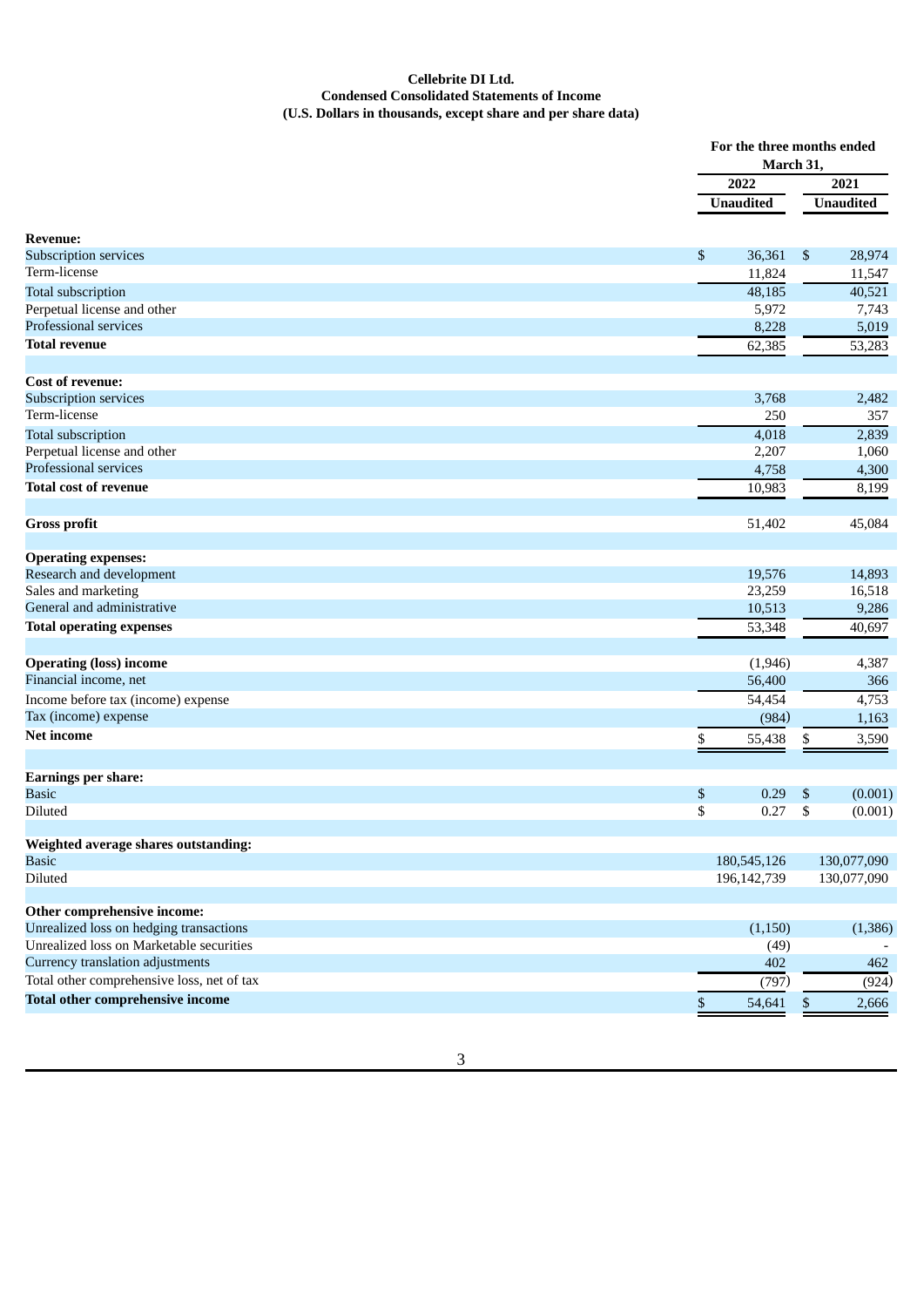**Cellebrite DI Ltd.**
**Condensed Consolidated Statements of Income**
**(U.S. Dollars in thousands, except share and per share data)**

| | For the three months ended March 31, | |
|---|---|---|
| | 2022 | 2021 |
| | Unaudited | Unaudited |
| **Revenue:** | | |
| Subscription services | $ 36,361 | $ 28,974 |
| Term-license | 11,824 | 11,547 |
| Total subscription | 48,185 | 40,521 |
| Perpetual license and other | 5,972 | 7,743 |
| Professional services | 8,228 | 5,019 |
| **Total revenue** | 62,385 | 53,283 |
| | | |
| **Cost of revenue:** | | |
| Subscription services | 3,768 | 2,482 |
| Term-license | 250 | 357 |
| Total subscription | 4,018 | 2,839 |
| Perpetual license and other | 2,207 | 1,060 |
| Professional services | 4,758 | 4,300 |
| **Total cost of revenue** | 10,983 | 8,199 |
| | | |
| **Gross profit** | 51,402 | 45,084 |
| | | |
| **Operating expenses:** | | |
| Research and development | 19,576 | 14,893 |
| Sales and marketing | 23,259 | 16,518 |
| General and administrative | 10,513 | 9,286 |
| **Total operating expenses** | 53,348 | 40,697 |
| | | |
| **Operating (loss) income** | (1,946) | 4,387 |
| Financial income, net | 56,400 | 366 |
| Income before tax (income) expense | 54,454 | 4,753 |
| Tax (income) expense | (984) | 1,163 |
| **Net income** | $ 55,438 | $ 3,590 |
| | | |
| **Earnings per share:** | | |
| Basic | $ 0.29 | $ (0.001) |
| Diluted | $ 0.27 | $ (0.001) |
| | | |
| **Weighted average shares outstanding:** | | |
| Basic | 180,545,126 | 130,077,090 |
| Diluted | 196,142,739 | 130,077,090 |
| | | |
| **Other comprehensive income:** | | |
| Unrealized loss on hedging transactions | (1,150) | (1,386) |
| Unrealized loss on Marketable securities | (49) | - |
| Currency translation adjustments | 402 | 462 |
| Total other comprehensive loss, net of tax | (797) | (924) |
| **Total other comprehensive income** | $ 54,641 | $ 2,666 |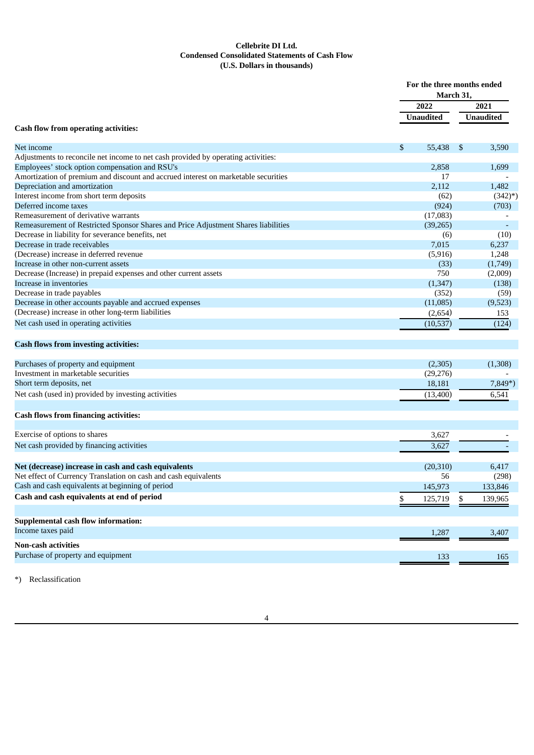**Cellebrite DI Ltd.**
**Condensed Consolidated Statements of Cash Flow**
**(U.S. Dollars in thousands)**

| | For the three months ended March 31, | |
|---|---|---|
| | 2022 | 2021 |
| | Unaudited | Unaudited |
| **Cash flow from operating activities:** | | |
| Net income | $ 55,438 | $ 3,590 |
| Adjustments to reconcile net income to net cash provided by operating activities: | | |
| Employees' stock option compensation and RSU's | 2,858 | 1,699 |
| Amortization of premium and discount and accrued interest on marketable securities | 17 | - |
| Depreciation and amortization | 2,112 | 1,482 |
| Interest income from short term deposits | (62) | (342)*) |
| Deferred income taxes | (924) | (703) |
| Remeasurement of derivative warrants | (17,083) | - |
| Remeasurement of Restricted Sponsor Shares and Price Adjustment Shares liabilities | (39,265) | - |
| Decrease in liability for severance benefits, net | (6) | (10) |
| Decrease in trade receivables | 7,015 | 6,237 |
| (Decrease) increase in deferred revenue | (5,916) | 1,248 |
| Increase in other non-current assets | (33) | (1,749) |
| Decrease (Increase) in prepaid expenses and other current assets | 750 | (2,009) |
| Increase in inventories | (1,347) | (138) |
| Decrease in trade payables | (352) | (59) |
| Decrease in other accounts payable and accrued expenses | (11,085) | (9,523) |
| (Decrease) increase in other long-term liabilities | (2,654) | 153 |
| Net cash used in operating activities | (10,537) | (124) |
| **Cash flows from investing activities:** | | |
| Purchases of property and equipment | (2,305) | (1,308) |
| Investment in marketable securities | (29,276) | - |
| Short term deposits, net | 18,181 | 7,849*) |
| Net cash (used in) provided by investing activities | (13,400) | 6,541 |
| **Cash flows from financing activities:** | | |
| Exercise of options to shares | 3,627 | - |
| Net cash provided by financing activities | 3,627 | - |
| **Net (decrease) increase in cash and cash equivalents** | (20,310) | 6,417 |
| Net effect of Currency Translation on cash and cash equivalents | 56 | (298) |
| Cash and cash equivalents at beginning of period | 145,973 | 133,846 |
| **Cash and cash equivalents at end of period** | $ 125,719 | $ 139,965 |
| **Supplemental cash flow information:** | | |
| Income taxes paid | 1,287 | 3,407 |
| **Non-cash activities** | | |
| Purchase of property and equipment | 133 | 165 |

*) Reclassification